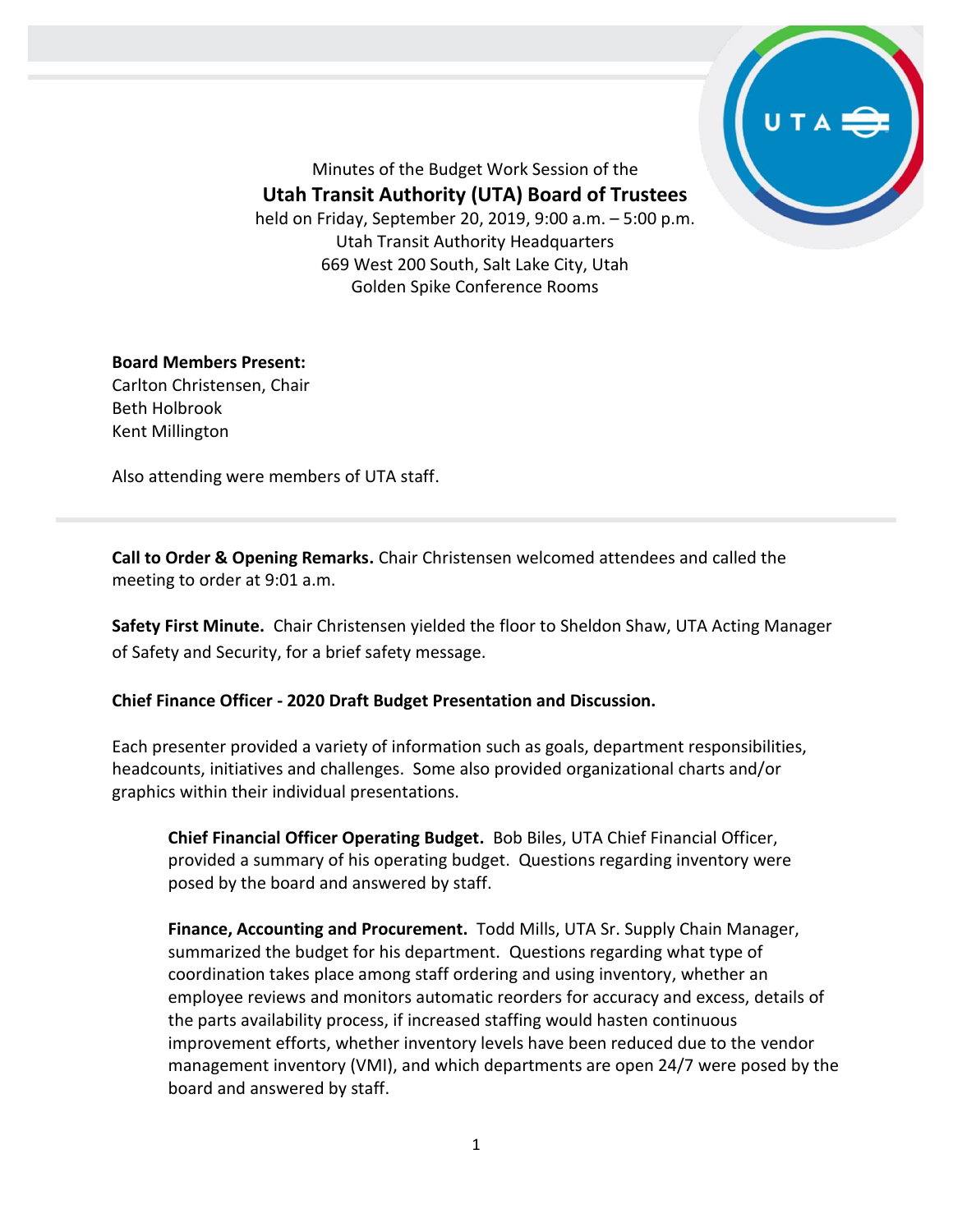Minutes of the Budget Work Session of the

**Utah Transit Authority (UTA) Board of Trustees**

held on Friday, September 20, 2019, 9:00 a.m. – 5:00 p.m.
Utah Transit Authority Headquarters
669 West 200 South, Salt Lake City, Utah
Golden Spike Conference Rooms

**Board Members Present:**
Carlton Christensen, Chair
Beth Holbrook
Kent Millington

Also attending were members of UTA staff.

---

**Call to Order & Opening Remarks.** Chair Christensen welcomed attendees and called the meeting to order at 9:01 a.m.

**Safety First Minute.** Chair Christensen yielded the floor to Sheldon Shaw, UTA Acting Manager of Safety and Security, for a brief safety message.

**Chief Finance Officer - 2020 Draft Budget Presentation and Discussion.**

Each presenter provided a variety of information such as goals, department responsibilities, headcounts, initiatives and challenges. Some also provided organizational charts and/or graphics within their individual presentations.

> **Chief Financial Officer Operating Budget.** Bob Biles, UTA Chief Financial Officer, provided a summary of his operating budget. Questions regarding inventory were posed by the board and answered by staff.
>
> **Finance, Accounting and Procurement.** Todd Mills, UTA Sr. Supply Chain Manager, summarized the budget for his department. Questions regarding what type of coordination takes place among staff ordering and using inventory, whether an employee reviews and monitors automatic reorders for accuracy and excess, details of the parts availability process, if increased staffing would hasten continuous improvement efforts, whether inventory levels have been reduced due to the vendor management inventory (VMI), and which departments are open 24/7 were posed by the board and answered by staff.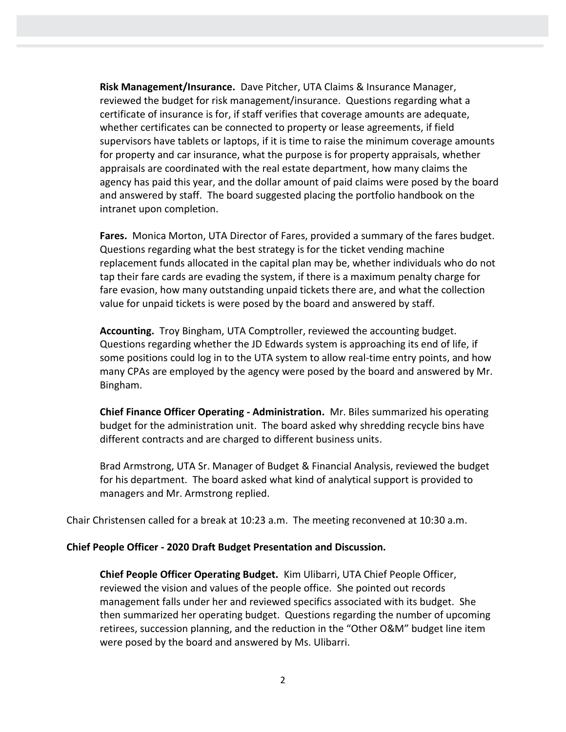**Risk Management/Insurance.** Dave Pitcher, UTA Claims & Insurance Manager, reviewed the budget for risk management/insurance. Questions regarding what a certificate of insurance is for, if staff verifies that coverage amounts are adequate, whether certificates can be connected to property or lease agreements, if field supervisors have tablets or laptops, if it is time to raise the minimum coverage amounts for property and car insurance, what the purpose is for property appraisals, whether appraisals are coordinated with the real estate department, how many claims the agency has paid this year, and the dollar amount of paid claims were posed by the board and answered by staff. The board suggested placing the portfolio handbook on the intranet upon completion.

**Fares.** Monica Morton, UTA Director of Fares, provided a summary of the fares budget. Questions regarding what the best strategy is for the ticket vending machine replacement funds allocated in the capital plan may be, whether individuals who do not tap their fare cards are evading the system, if there is a maximum penalty charge for fare evasion, how many outstanding unpaid tickets there are, and what the collection value for unpaid tickets is were posed by the board and answered by staff.

**Accounting.** Troy Bingham, UTA Comptroller, reviewed the accounting budget. Questions regarding whether the JD Edwards system is approaching its end of life, if some positions could log in to the UTA system to allow real-time entry points, and how many CPAs are employed by the agency were posed by the board and answered by Mr. Bingham.

**Chief Finance Officer Operating - Administration.** Mr. Biles summarized his operating budget for the administration unit. The board asked why shredding recycle bins have different contracts and are charged to different business units.

Brad Armstrong, UTA Sr. Manager of Budget & Financial Analysis, reviewed the budget for his department. The board asked what kind of analytical support is provided to managers and Mr. Armstrong replied.

Chair Christensen called for a break at 10:23 a.m. The meeting reconvened at 10:30 a.m.

**Chief People Officer - 2020 Draft Budget Presentation and Discussion.**

**Chief People Officer Operating Budget.** Kim Ulibarri, UTA Chief People Officer, reviewed the vision and values of the people office. She pointed out records management falls under her and reviewed specifics associated with its budget. She then summarized her operating budget. Questions regarding the number of upcoming retirees, succession planning, and the reduction in the "Other O&M" budget line item were posed by the board and answered by Ms. Ulibarri.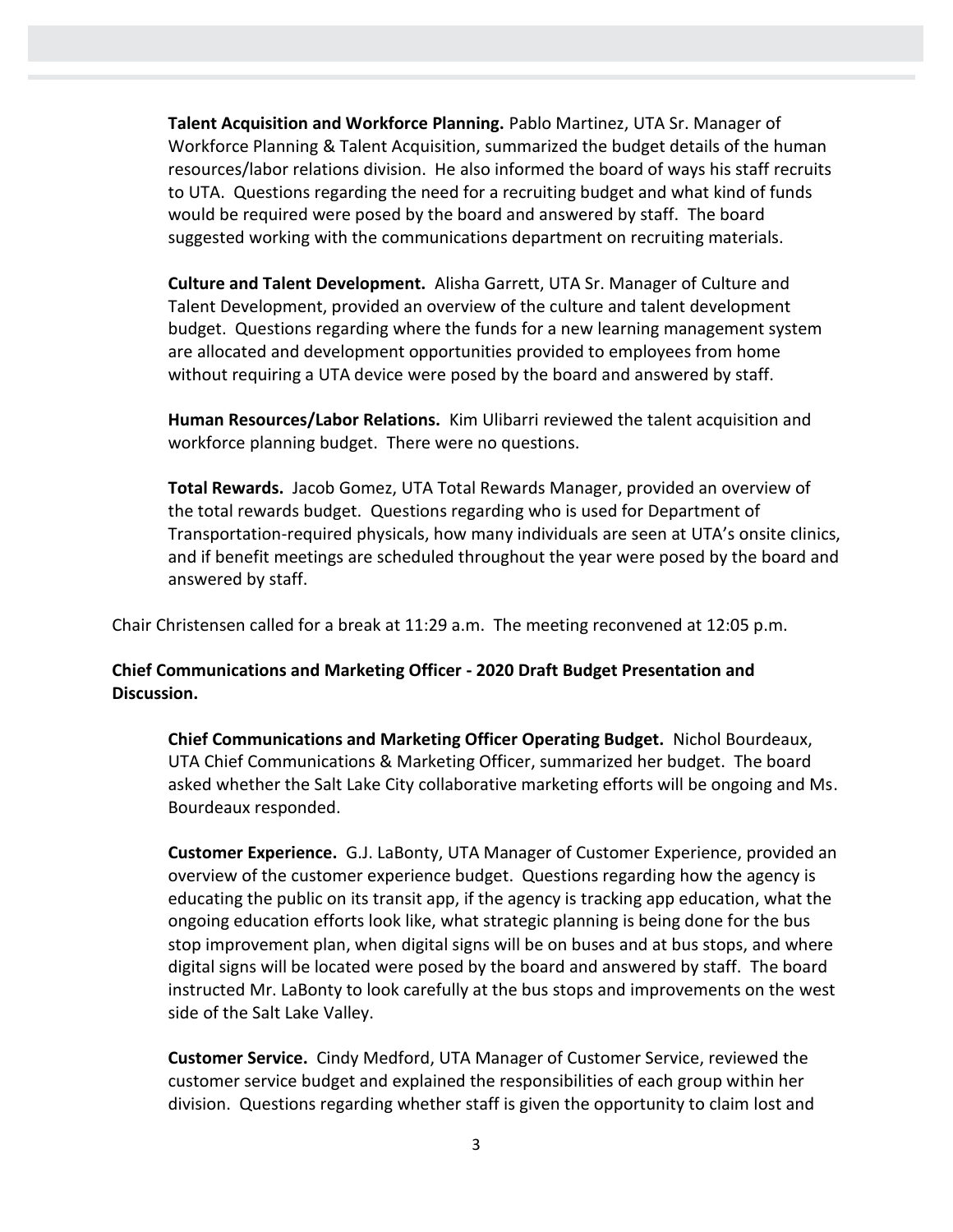**Talent Acquisition and Workforce Planning.** Pablo Martinez, UTA Sr. Manager of Workforce Planning & Talent Acquisition, summarized the budget details of the human resources/labor relations division. He also informed the board of ways his staff recruits to UTA. Questions regarding the need for a recruiting budget and what kind of funds would be required were posed by the board and answered by staff. The board suggested working with the communications department on recruiting materials.

**Culture and Talent Development.** Alisha Garrett, UTA Sr. Manager of Culture and Talent Development, provided an overview of the culture and talent development budget. Questions regarding where the funds for a new learning management system are allocated and development opportunities provided to employees from home without requiring a UTA device were posed by the board and answered by staff.

**Human Resources/Labor Relations.** Kim Ulibarri reviewed the talent acquisition and workforce planning budget. There were no questions.

**Total Rewards.** Jacob Gomez, UTA Total Rewards Manager, provided an overview of the total rewards budget. Questions regarding who is used for Department of Transportation-required physicals, how many individuals are seen at UTA's onsite clinics, and if benefit meetings are scheduled throughout the year were posed by the board and answered by staff.

Chair Christensen called for a break at 11:29 a.m. The meeting reconvened at 12:05 p.m.

**Chief Communications and Marketing Officer - 2020 Draft Budget Presentation and Discussion.**

**Chief Communications and Marketing Officer Operating Budget.** Nichol Bourdeaux, UTA Chief Communications & Marketing Officer, summarized her budget. The board asked whether the Salt Lake City collaborative marketing efforts will be ongoing and Ms. Bourdeaux responded.

**Customer Experience.** G.J. LaBonty, UTA Manager of Customer Experience, provided an overview of the customer experience budget. Questions regarding how the agency is educating the public on its transit app, if the agency is tracking app education, what the ongoing education efforts look like, what strategic planning is being done for the bus stop improvement plan, when digital signs will be on buses and at bus stops, and where digital signs will be located were posed by the board and answered by staff. The board instructed Mr. LaBonty to look carefully at the bus stops and improvements on the west side of the Salt Lake Valley.

**Customer Service.** Cindy Medford, UTA Manager of Customer Service, reviewed the customer service budget and explained the responsibilities of each group within her division. Questions regarding whether staff is given the opportunity to claim lost and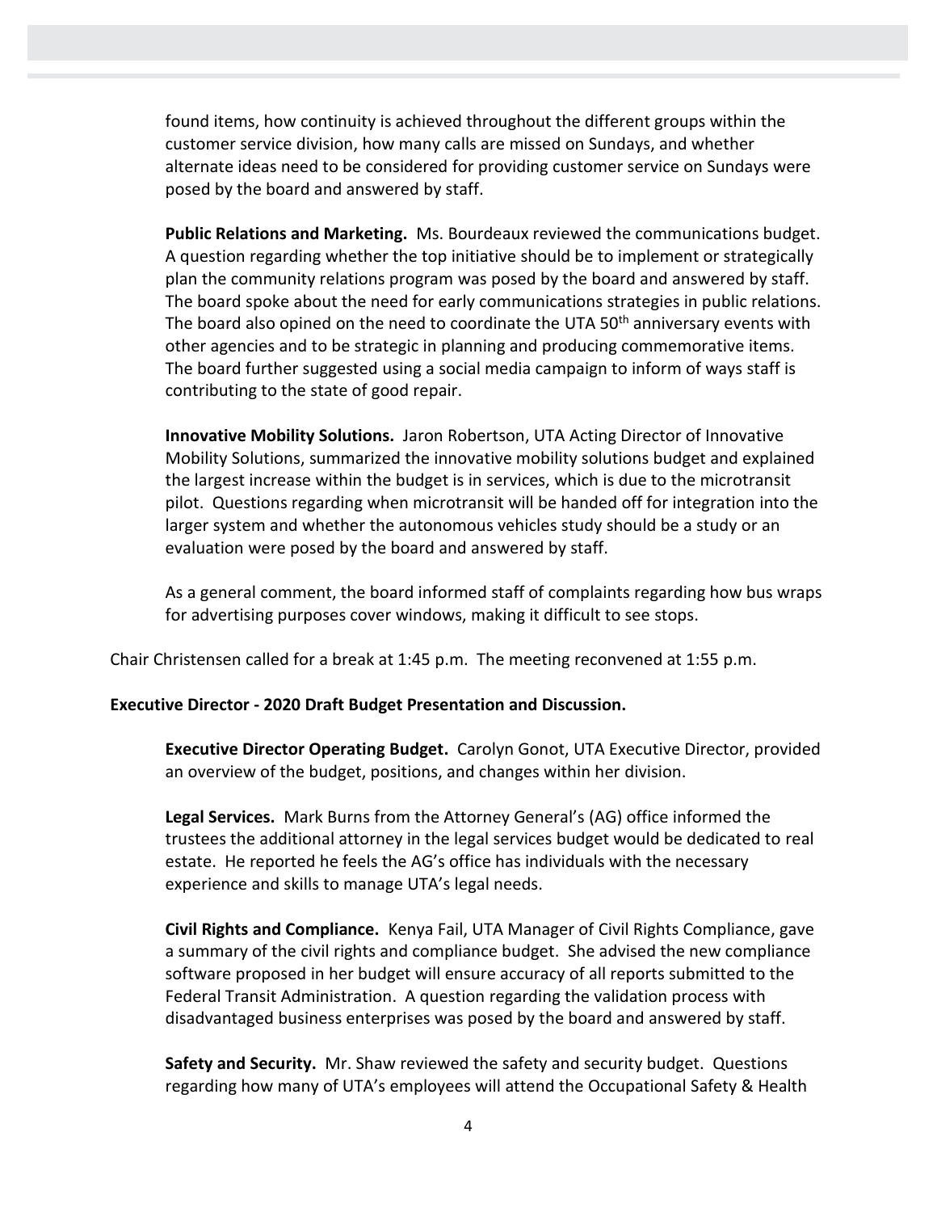found items, how continuity is achieved throughout the different groups within the customer service division, how many calls are missed on Sundays, and whether alternate ideas need to be considered for providing customer service on Sundays were posed by the board and answered by staff.

**Public Relations and Marketing.** Ms. Bourdeaux reviewed the communications budget. A question regarding whether the top initiative should be to implement or strategically plan the community relations program was posed by the board and answered by staff. The board spoke about the need for early communications strategies in public relations. The board also opined on the need to coordinate the UTA 50th anniversary events with other agencies and to be strategic in planning and producing commemorative items. The board further suggested using a social media campaign to inform of ways staff is contributing to the state of good repair.

**Innovative Mobility Solutions.** Jaron Robertson, UTA Acting Director of Innovative Mobility Solutions, summarized the innovative mobility solutions budget and explained the largest increase within the budget is in services, which is due to the microtransit pilot. Questions regarding when microtransit will be handed off for integration into the larger system and whether the autonomous vehicles study should be a study or an evaluation were posed by the board and answered by staff.

As a general comment, the board informed staff of complaints regarding how bus wraps for advertising purposes cover windows, making it difficult to see stops.

Chair Christensen called for a break at 1:45 p.m. The meeting reconvened at 1:55 p.m.

**Executive Director - 2020 Draft Budget Presentation and Discussion.**

**Executive Director Operating Budget.** Carolyn Gonot, UTA Executive Director, provided an overview of the budget, positions, and changes within her division.

**Legal Services.** Mark Burns from the Attorney General's (AG) office informed the trustees the additional attorney in the legal services budget would be dedicated to real estate. He reported he feels the AG's office has individuals with the necessary experience and skills to manage UTA's legal needs.

**Civil Rights and Compliance.** Kenya Fail, UTA Manager of Civil Rights Compliance, gave a summary of the civil rights and compliance budget. She advised the new compliance software proposed in her budget will ensure accuracy of all reports submitted to the Federal Transit Administration. A question regarding the validation process with disadvantaged business enterprises was posed by the board and answered by staff.

**Safety and Security.** Mr. Shaw reviewed the safety and security budget. Questions regarding how many of UTA's employees will attend the Occupational Safety & Health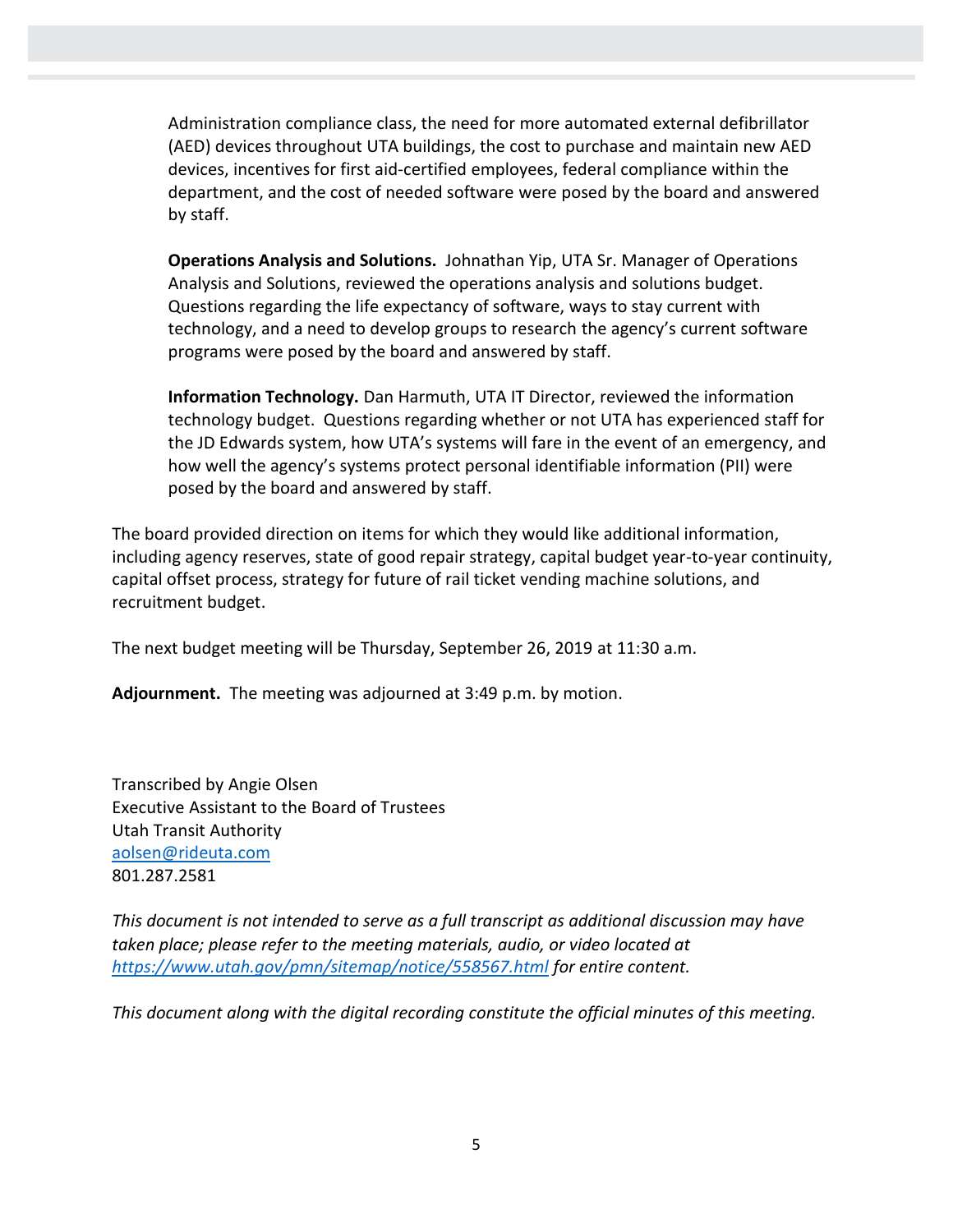Administration compliance class, the need for more automated external defibrillator (AED) devices throughout UTA buildings, the cost to purchase and maintain new AED devices, incentives for first aid-certified employees, federal compliance within the department, and the cost of needed software were posed by the board and answered by staff.

**Operations Analysis and Solutions.** Johnathan Yip, UTA Sr. Manager of Operations Analysis and Solutions, reviewed the operations analysis and solutions budget. Questions regarding the life expectancy of software, ways to stay current with technology, and a need to develop groups to research the agency's current software programs were posed by the board and answered by staff.

**Information Technology.** Dan Harmuth, UTA IT Director, reviewed the information technology budget. Questions regarding whether or not UTA has experienced staff for the JD Edwards system, how UTA's systems will fare in the event of an emergency, and how well the agency's systems protect personal identifiable information (PII) were posed by the board and answered by staff.

The board provided direction on items for which they would like additional information, including agency reserves, state of good repair strategy, capital budget year-to-year continuity, capital offset process, strategy for future of rail ticket vending machine solutions, and recruitment budget.

The next budget meeting will be Thursday, September 26, 2019 at 11:30 a.m.

**Adjournment.** The meeting was adjourned at 3:49 p.m. by motion.

Transcribed by Angie Olsen
Executive Assistant to the Board of Trustees
Utah Transit Authority
aolsen@rideuta.com
801.287.2581

*This document is not intended to serve as a full transcript as additional discussion may have taken place; please refer to the meeting materials, audio, or video located at https://www.utah.gov/pmn/sitemap/notice/558567.html for entire content.*

*This document along with the digital recording constitute the official minutes of this meeting.*